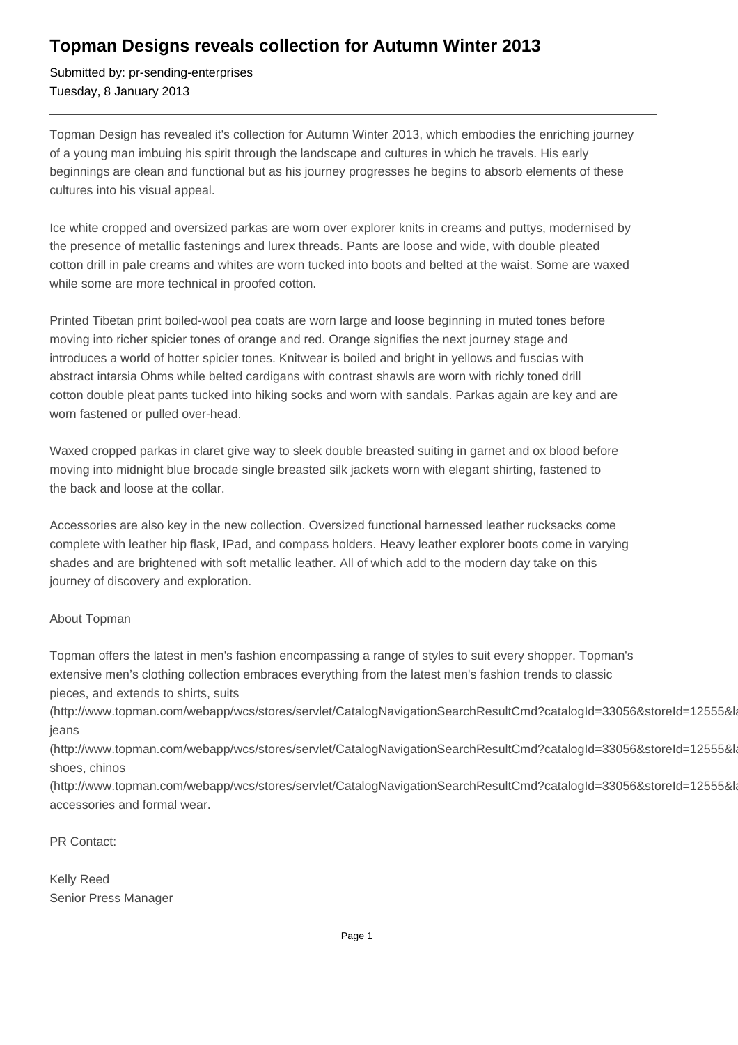# Topman Designs reveals collection for Autumn Winter 2013

Submitted by: pr-sending-enterprises
Tuesday, 8 January 2013

---

Topman Design has revealed it's collection for Autumn Winter 2013, which embodies the enriching journey of a young man imbuing his spirit through the landscape and cultures in which he travels. His early beginnings are clean and functional but as his journey progresses he begins to absorb elements of these cultures into his visual appeal.

Ice white cropped and oversized parkas are worn over explorer knits in creams and puttys, modernised by the presence of metallic fastenings and lurex threads. Pants are loose and wide, with double pleated cotton drill in pale creams and whites are worn tucked into boots and belted at the waist. Some are waxed while some are more technical in proofed cotton.

Printed Tibetan print boiled-wool pea coats are worn large and loose beginning in muted tones before moving into richer spicier tones of orange and red. Orange signifies the next journey stage and introduces a world of hotter spicier tones. Knitwear is boiled and bright in yellows and fuscias with abstract intarsia Ohms while belted cardigans with contrast shawls are worn with richly toned drill cotton double pleat pants tucked into hiking socks and worn with sandals. Parkas again are key and are worn fastened or pulled over-head.

Waxed cropped parkas in claret give way to sleek double breasted suiting in garnet and ox blood before moving into midnight blue brocade single breasted silk jackets worn with elegant shirting, fastened to the back and loose at the collar.

Accessories are also key in the new collection. Oversized functional harnessed leather rucksacks come complete with leather hip flask, IPad, and compass holders. Heavy leather explorer boots come in varying shades and are brightened with soft metallic leather. All of which add to the modern day take on this journey of discovery and exploration.

About Topman

Topman offers the latest in men's fashion encompassing a range of styles to suit every shopper. Topman's extensive men's clothing collection embraces everything from the latest men's fashion trends to classic pieces, and extends to shirts, suits
(http://www.topman.com/webapp/wcs/stores/servlet/CatalogNavigationSearchResultCmd?catalogId=33056&storeId=12555&l
jeans
(http://www.topman.com/webapp/wcs/stores/servlet/CatalogNavigationSearchResultCmd?catalogId=33056&storeId=12555&l
shoes, chinos
(http://www.topman.com/webapp/wcs/stores/servlet/CatalogNavigationSearchResultCmd?catalogId=33056&storeId=12555&l
accessories and formal wear.

PR Contact:

Kelly Reed
Senior Press Manager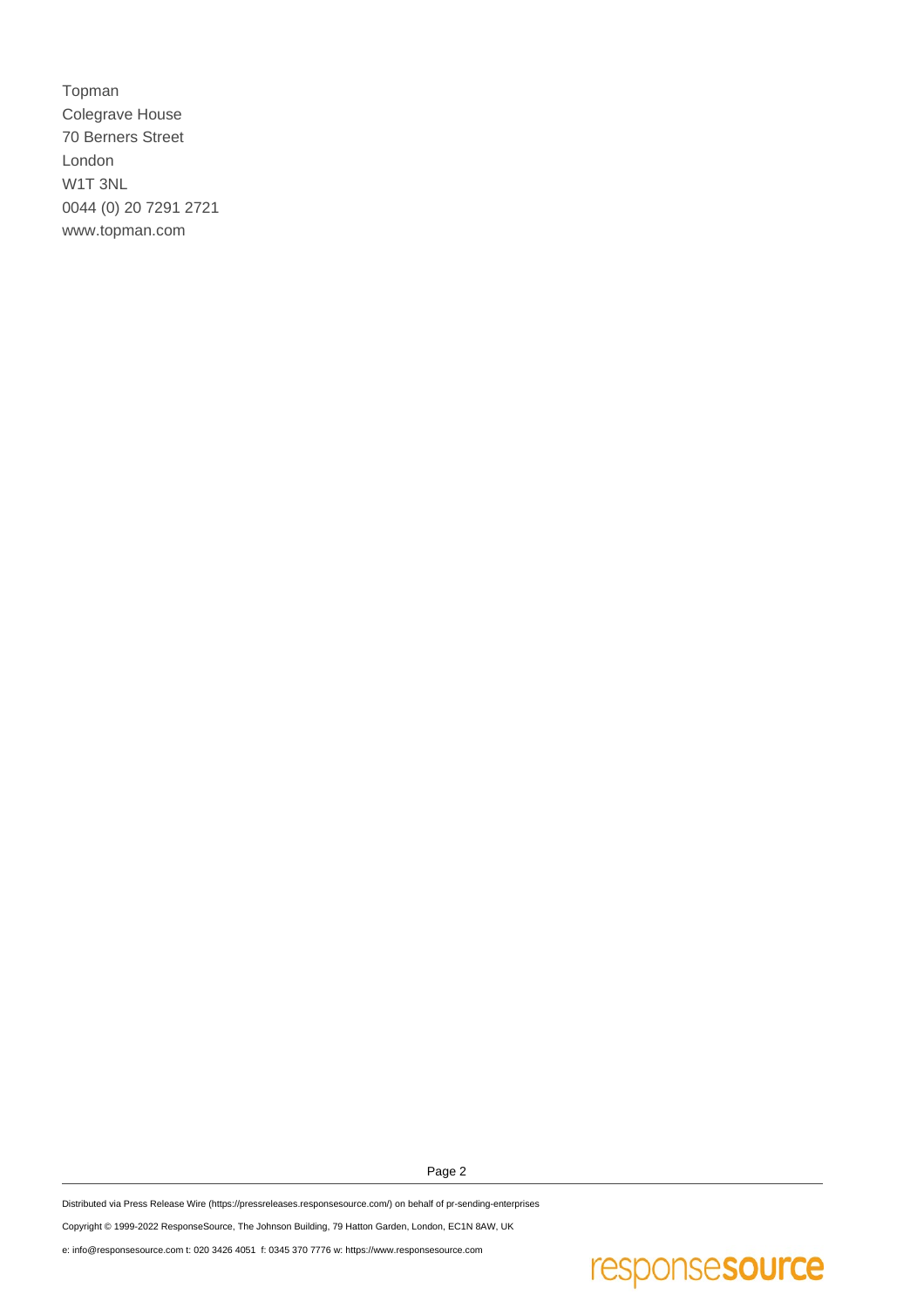Topman
Colegrave House
70 Berners Street
London
W1T 3NL
0044 (0) 20 7291 2721
www.topman.com